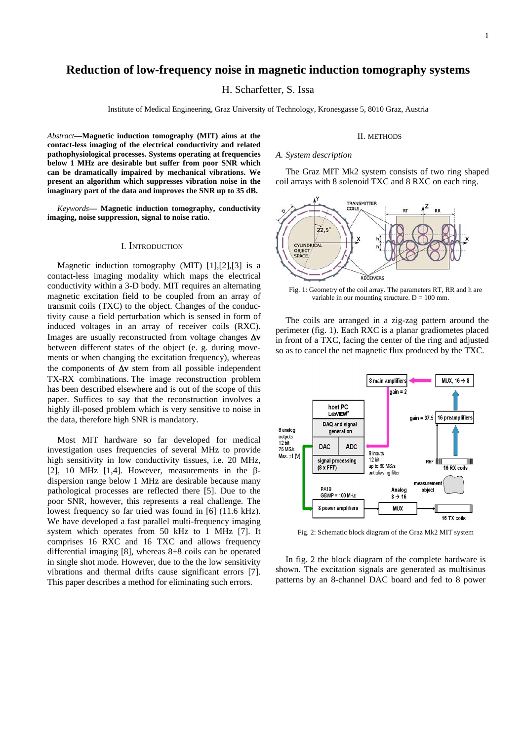# Reduction of low-frequency noise in magnetic induction tomography systems

H. Scharfetter, S. Issa

Institute of Medical Engineering, Graz University of Technology, Kronesgasse 5, 8010 Graz, Austria

*Abstract*—**Magnetic induction tomography (MIT) aims at the contact-less imaging of the electrical conductivity and related pathophysiological processes. Systems operating at frequencies below 1 MHz are desirable but suffer from poor SNR which can be dramatically impaired by mechanical vibrations. We present an algorithm which suppresses vibration noise in the imaginary part of the data and improves the SNR up to 35 dB.**

*Keywords*— **Magnetic induction tomography, conductivity imaging, noise suppression, signal to noise ratio.**

## I. Introduction

Magnetic induction tomography (MIT) [1],[2],[3] is a contact-less imaging modality which maps the electrical conductivity within a 3-D body. MIT requires an alternating magnetic excitation field to be coupled from an array of transmit coils (TXC) to the object. Changes of the conductivity cause a field perturbation which is sensed in form of induced voltages in an array of receiver coils (RXC). Images are usually reconstructed from voltage changes $\Delta\mathbf{v}$ between different states of the object (e. g. during movements or when changing the excitation frequency), whereas the components of $\Delta\mathbf{v}$ stem from all possible independent TX-RX combinations. The image reconstruction problem has been described elsewhere and is out of the scope of this paper. Suffices to say that the reconstruction involves a highly ill-posed problem which is very sensitive to noise in the data, therefore high SNR is mandatory.

Most MIT hardware so far developed for medical investigation uses frequencies of several MHz to provide high sensitivity in low conductivity tissues, i.e. 20 MHz, [2], 10 MHz [1,4]. However, measurements in the β-dispersion range below 1 MHz are desirable because many pathological processes are reflected there [5]. Due to the poor SNR, however, this represents a real challenge. The lowest frequency so far tried was found in [6] (11.6 kHz). We have developed a fast parallel multi-frequency imaging system which operates from 50 kHz to 1 MHz [7]. It comprises 16 RXC and 16 TXC and allows frequency differential imaging [8], whereas 8+8 coils can be operated in single shot mode. However, due to the the low sensitivity vibrations and thermal drifts cause significant errors [7]. This paper describes a method for eliminating such errors.

## II. Methods

### A. System description

The Graz MIT Mk2 system consists of two ring shaped coil arrays with 8 solenoid TXC and 8 RXC on each ring.

Fig. 1: Geometry of the coil array. The parameters RT, RR and h are variable in our mounting structure. D = 100 mm.

The coils are arranged in a zig-zag pattern around the perimeter (fig. 1). Each RXC is a planar gradiometes placed in front of a TXC, facing the center of the ring and adjusted so as to cancel the net magnetic flux produced by the TXC.

Fig. 2: Schematic block diagram of the Graz Mk2 MIT system

In fig. 2 the block diagram of the complete hardware is shown. The excitation signals are generated as multisinus patterns by an 8-channel DAC board and fed to 8 power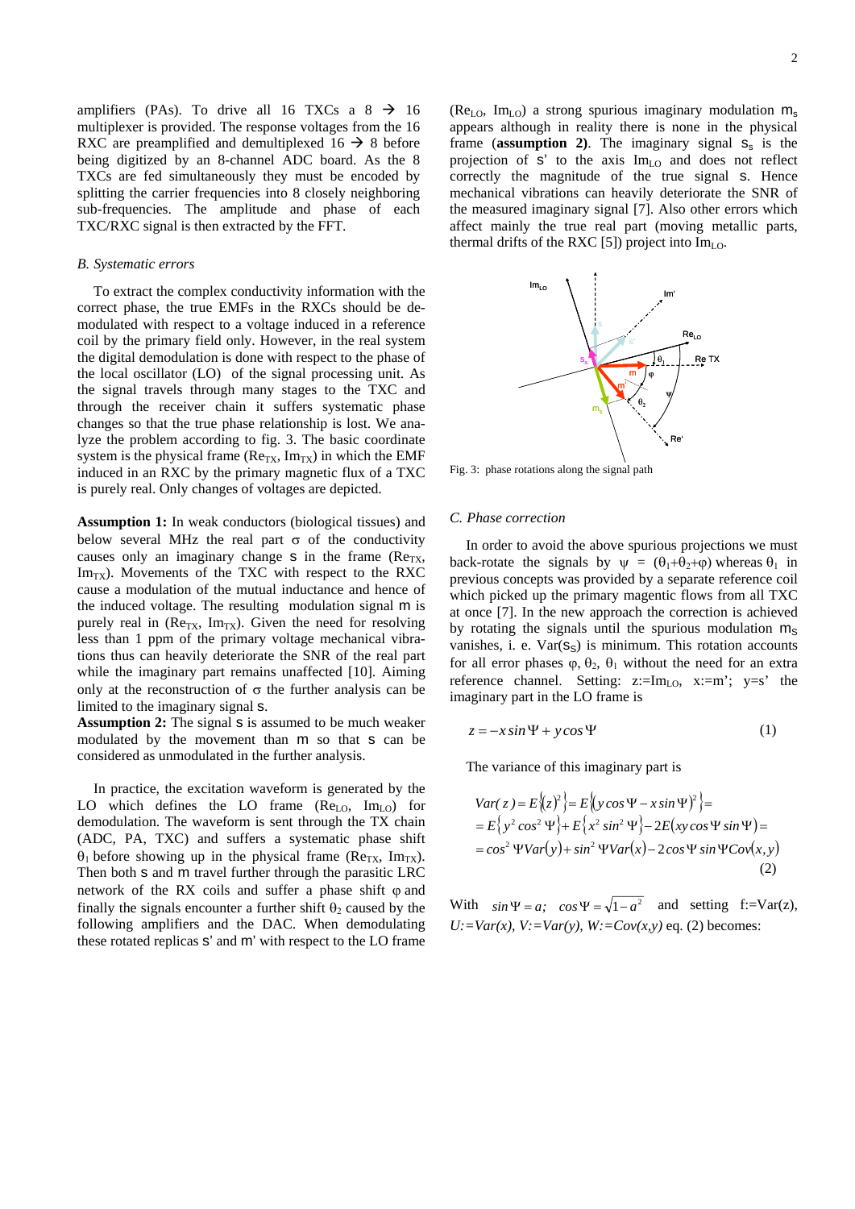amplifiers (PAs). To drive all 16 TXCs a 8 → 16 multiplexer is provided. The response voltages from the 16 RXC are preamplified and demultiplexed 16 → 8 before being digitized by an 8-channel ADC board. As the 8 TXCs are fed simultaneously they must be encoded by splitting the carrier frequencies into 8 closely neighboring sub-frequencies. The amplitude and phase of each TXC/RXC signal is then extracted by the FFT.

### *B. Systematic errors*

To extract the complex conductivity information with the correct phase, the true EMFs in the RXCs should be demodulated with respect to a voltage induced in a reference coil by the primary field only. However, in the real system the digital demodulation is done with respect to the phase of the local oscillator (LO) of the signal processing unit. As the signal travels through many stages to the TXC and through the receiver chain it suffers systematic phase changes so that the true phase relationship is lost. We analyze the problem according to fig. 3. The basic coordinate system is the physical frame ($Re_{TX}$, $Im_{TX}$) in which the EMF induced in an RXC by the primary magnetic flux of a TXC is purely real. Only changes of voltages are depicted.

**Assumption 1:** In weak conductors (biological tissues) and below several MHz the real part $\sigma$ of the conductivity causes only an imaginary change s in the frame ($Re_{TX}$, $Im_{TX}$). Movements of the TXC with respect to the RXC cause a modulation of the mutual inductance and hence of the induced voltage. The resulting modulation signal m is purely real in ($Re_{TX}$, $Im_{TX}$). Given the need for resolving less than 1 ppm of the primary voltage mechanical vibrations thus can heavily deteriorate the SNR of the real part while the imaginary part remains unaffected [10]. Aiming only at the reconstruction of $\sigma$ the further analysis can be limited to the imaginary signal s.

**Assumption 2:** The signal s is assumed to be much weaker modulated by the movement than m so that s can be considered as unmodulated in the further analysis.

In practice, the excitation waveform is generated by the LO which defines the LO frame ($Re_{LO}$, $Im_{LO}$) for demodulation. The waveform is sent through the TX chain (ADC, PA, TXC) and suffers a systematic phase shift $\theta_1$ before showing up in the physical frame ($Re_{TX}$, $Im_{TX}$). Then both s and m travel further through the parasitic LRC network of the RX coils and suffer a phase shift $\varphi$ and finally the signals encounter a further shift $\theta_2$ caused by the following amplifiers and the DAC. When demodulating these rotated replicas s' and m' with respect to the LO frame ($Re_{LO}$, $Im_{LO}$) a strong spurious imaginary modulation $m_s$ appears although in reality there is none in the physical frame (**assumption 2)**. The imaginary signal $s_s$ is the projection of s' to the axis $Im_{LO}$ and does not reflect correctly the magnitude of the true signal s. Hence mechanical vibrations can heavily deteriorate the SNR of the measured imaginary signal [7]. Also other errors which affect mainly the true real part (moving metallic parts, thermal drifts of the RXC [5]) project into $Im_{LO}$.

Fig. 3: phase rotations along the signal path

### *C. Phase correction*

In order to avoid the above spurious projections we must back-rotate the signals by $\psi = (\theta_1+\theta_2+\varphi)$ whereas $\theta_1$ in previous concepts was provided by a separate reference coil which picked up the primary magentic flows from all TXC at once [7]. In the new approach the correction is achieved by rotating the signals until the spurious modulation $m_S$ vanishes, i. e. Var($s_S$) is minimum. This rotation accounts for all error phases $\varphi$, $\theta_2$, $\theta_1$ without the need for an extra reference channel. Setting: z:=$Im_{LO}$, x:=m'; y=s' the imaginary part in the LO frame is

$$z = -x\sin\Psi + y\cos\Psi \tag{1}$$

The variance of this imaginary part is

$$\begin{aligned} Var(z) &= E\{(z)^2\} = E\{(y\cos\Psi - x\sin\Psi)^2\} = \\ &= E\{y^2\cos^2\Psi\} + E\{x^2\sin^2\Psi\} - 2E(xy\cos\Psi\sin\Psi) = \\ &= \cos^2\Psi Var(y) + \sin^2\Psi Var(x) - 2\cos\Psi\sin\Psi Cov(x,y) \end{aligned} \tag{2}$$

With $\sin\Psi = a;\ \ \cos\Psi = \sqrt{1-a^2}$ and setting f:=Var(z), *U:=Var(x), V:=Var(y), W:=Cov(x,y)* eq. (2) becomes: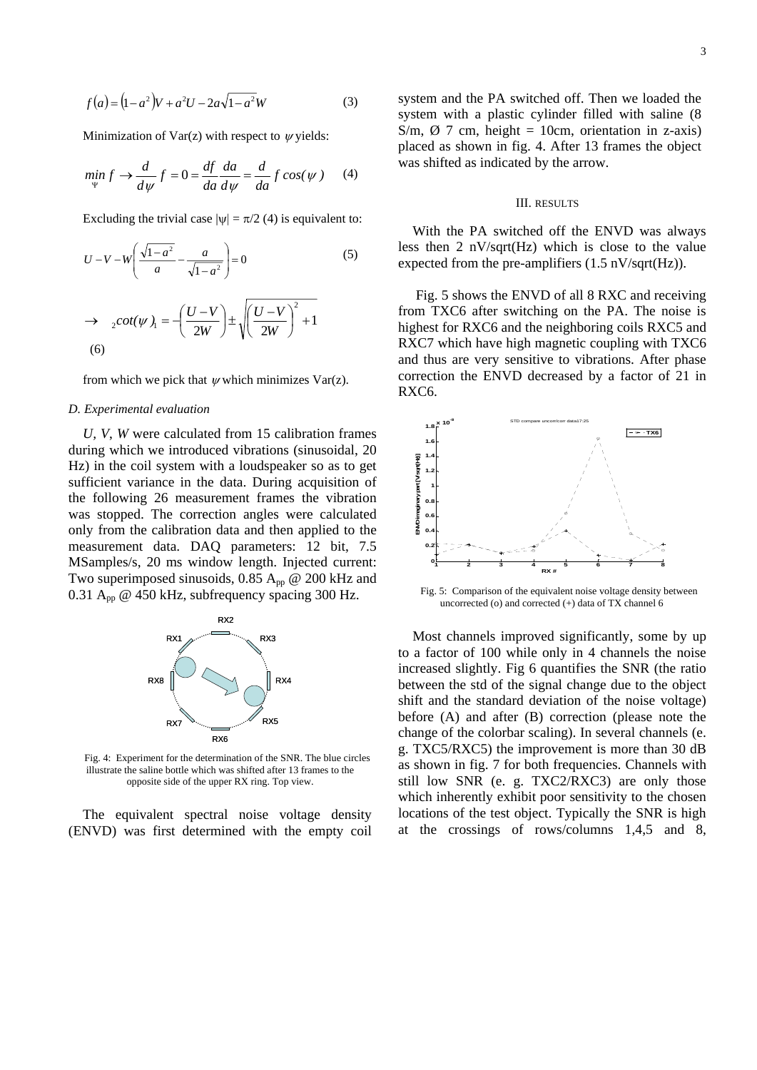$$f(a) = (1-a^2)V + a^2U - 2a\sqrt{1-a^2}W \qquad (3)$$

Minimization of Var(z) with respect to $\psi$ yields:

$$\min_{\Psi} f \rightarrow \frac{d}{d\psi} f = 0 = \frac{df}{da}\frac{da}{d\psi} = \frac{d}{da} f \cos(\psi) \qquad (4)$$

Excluding the trivial case $|\psi| = \pi/2$ (4) is equivalent to:

$$U - V - W\left(\frac{\sqrt{1-a^2}}{a} - \frac{a}{\sqrt{1-a^2}}\right) = 0 \qquad (5)$$

$$\rightarrow \; {}_2\cot(\psi)_1 = -\left(\frac{U-V}{2W}\right) \pm \sqrt{\left(\frac{U-V}{2W}\right)^2 + 1} \qquad (6)$$

from which we pick that $\psi$ which minimizes Var(z).

### D. Experimental evaluation

*U*, *V*, *W* were calculated from 15 calibration frames during which we introduced vibrations (sinusoidal, 20 Hz) in the coil system with a loudspeaker so as to get sufficient variance in the data. During acquisition of the following 26 measurement frames the vibration was stopped. The correction angles were calculated only from the calibration data and then applied to the measurement data. DAQ parameters: 12 bit, 7.5 MSamples/s, 20 ms window length. Injected current: Two superimposed sinusoids, 0.85 $A_{pp}$ @ 200 kHz and 0.31 $A_{pp}$ @ 450 kHz, subfrequency spacing 300 Hz.

Fig. 4: Experiment for the determination of the SNR. The blue circles illustrate the saline bottle which was shifted after 13 frames to the opposite side of the upper RX ring. Top view.

The equivalent spectral noise voltage density (ENVD) was first determined with the empty coil system and the PA switched off. Then we loaded the system with a plastic cylinder filled with saline (8 S/m, Ø 7 cm, height = 10cm, orientation in z-axis) placed as shown in fig. 4. After 13 frames the object was shifted as indicated by the arrow.

## III. Results

With the PA switched off the ENVD was always less then 2 nV/sqrt(Hz) which is close to the value expected from the pre-amplifiers (1.5 nV/sqrt(Hz)).

Fig. 5 shows the ENVD of all 8 RXC and receiving from TXC6 after switching on the PA. The noise is highest for RXC6 and the neighboring coils RXC5 and RXC7 which have high magnetic coupling with TXC6 and thus are very sensitive to vibrations. After phase correction the ENVD decreased by a factor of 21 in RXC6.

Fig. 5: Comparison of the equivalent noise voltage density between uncorrected (o) and corrected (+) data of TX channel 6

Most channels improved significantly, some by up to a factor of 100 while only in 4 channels the noise increased slightly. Fig 6 quantifies the SNR (the ratio between the std of the signal change due to the object shift and the standard deviation of the noise voltage) before (A) and after (B) correction (please note the change of the colorbar scaling). In several channels (e. g. TXC5/RXC5) the improvement is more than 30 dB as shown in fig. 7 for both frequencies. Channels with still low SNR (e. g. TXC2/RXC3) are only those which inherently exhibit poor sensitivity to the chosen locations of the test object. Typically the SNR is high at the crossings of rows/columns 1,4,5 and 8,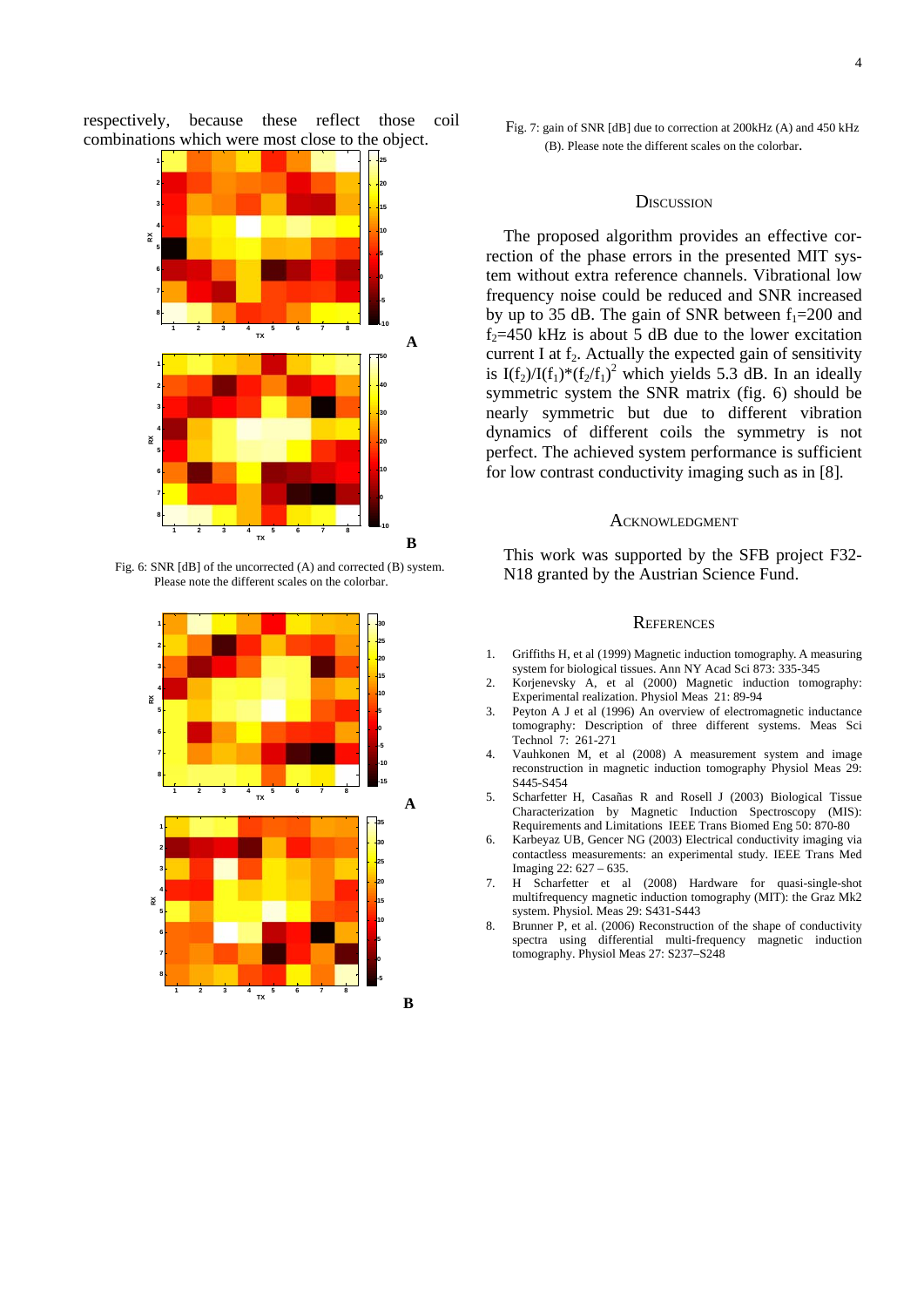respectively, because these reflect those coil combinations which were most close to the object.

Fig. 6: SNR [dB] of the uncorrected (A) and corrected (B) system. Please note the different scales on the colorbar.

Fig. 7: gain of SNR [dB] due to correction at 200kHz (A) and 450 kHz (B). Please note the different scales on the colorbar.

## Discussion

The proposed algorithm provides an effective correction of the phase errors in the presented MIT system without extra reference channels. Vibrational low frequency noise could be reduced and SNR increased by up to 35 dB. The gain of SNR between $f_1$=200 and $f_2$=450 kHz is about 5 dB due to the lower excitation current I at $f_2$. Actually the expected gain of sensitivity is $I(f_2)/I(f_1)*(f_2/f_1)^2$ which yields 5.3 dB. In an ideally symmetric system the SNR matrix (fig. 6) should be nearly symmetric but due to different vibration dynamics of different coils the symmetry is not perfect. The achieved system performance is sufficient for low contrast conductivity imaging such as in [8].

## Acknowledgment

This work was supported by the SFB project F32-N18 granted by the Austrian Science Fund.

## References

1. Griffiths H, et al (1999) Magnetic induction tomography. A measuring system for biological tissues. Ann NY Acad Sci 873: 335-345
2. Korjenevsky A, et al (2000) Magnetic induction tomography: Experimental realization. Physiol Meas 21: 89-94
3. Peyton A J et al (1996) An overview of electromagnetic inductance tomography: Description of three different systems. Meas Sci Technol 7: 261-271
4. Vauhkonen M, et al (2008) A measurement system and image reconstruction in magnetic induction tomography Physiol Meas 29: S445-S454
5. Scharfetter H, Casañas R and Rosell J (2003) Biological Tissue Characterization by Magnetic Induction Spectroscopy (MIS): Requirements and Limitations IEEE Trans Biomed Eng 50: 870-80
6. Karbeyaz UB, Gencer NG (2003) Electrical conductivity imaging via contactless measurements: an experimental study. IEEE Trans Med Imaging 22: 627 – 635.
7. H Scharfetter et al (2008) Hardware for quasi-single-shot multifrequency magnetic induction tomography (MIT): the Graz Mk2 system. Physiol. Meas 29: S431-S443
8. Brunner P, et al. (2006) Reconstruction of the shape of conductivity spectra using differential multi-frequency magnetic induction tomography. Physiol Meas 27: S237–S248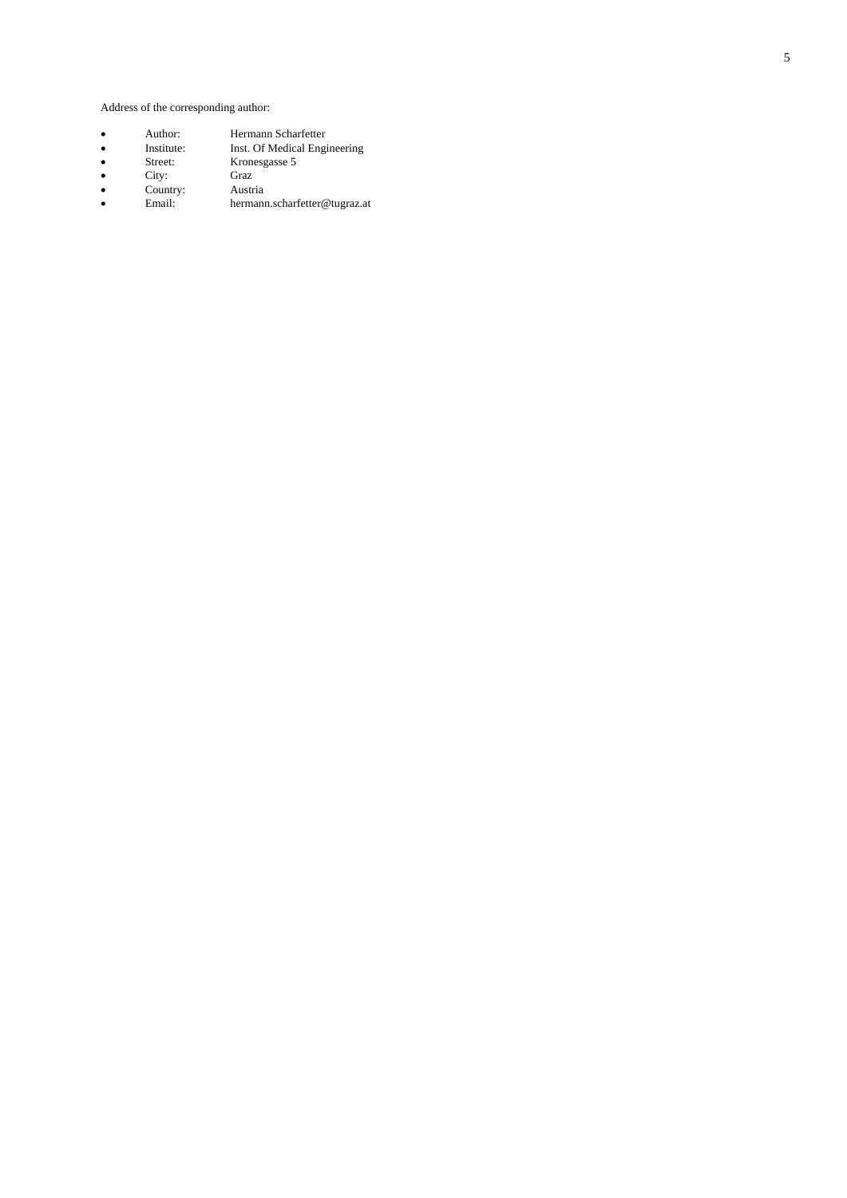Address of the corresponding author:

- Author: Hermann Scharfetter
- Institute: Inst. Of Medical Engineering
- Street: Kronesgasse 5
- City: Graz
- Country: Austria
- Email: hermann.scharfetter@tugraz.at